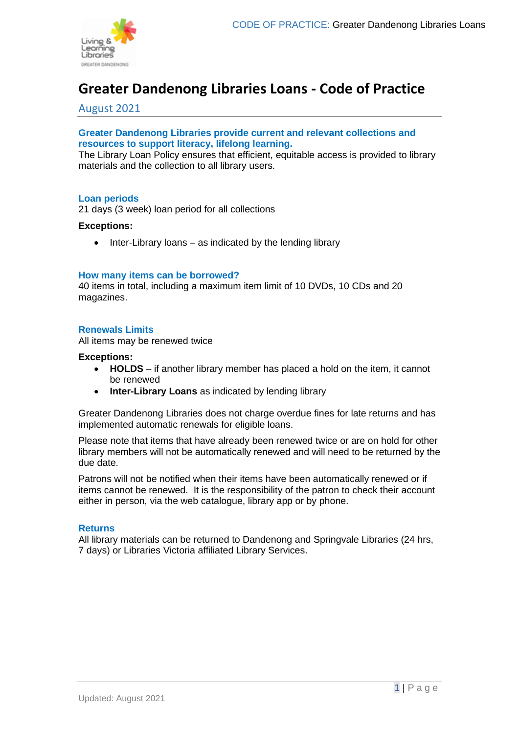# Greater Dandenong Libraries Loans - Code of Practice

August 2021

### Greater Dandenong Libraries provide current and relevant collections and resources to support literacy, lifelong learning.

The Library Loan Policy ensures that efficient, equitable access is provided to library materials and the collection to all library users.

### Loan periods

21 days (3 week) loan period for all collections

**Exceptions:**

- Inter-Library loans – as indicated by the lending library

### How many items can be borrowed?

40 items in total, including a maximum item limit of 10 DVDs, 10 CDs and 20 magazines.

### Renewals Limits

All items may be renewed twice

**Exceptions:**

- **HOLDS** – if another library member has placed a hold on the item, it cannot be renewed
- **Inter-Library Loans** as indicated by lending library

Greater Dandenong Libraries does not charge overdue fines for late returns and has implemented automatic renewals for eligible loans.

Please note that items that have already been renewed twice or are on hold for other library members will not be automatically renewed and will need to be returned by the due date.

Patrons will not be notified when their items have been automatically renewed or if items cannot be renewed. It is the responsibility of the patron to check their account either in person, via the web catalogue, library app or by phone.

### Returns

All library materials can be returned to Dandenong and Springvale Libraries (24 hrs, 7 days) or Libraries Victoria affiliated Library Services.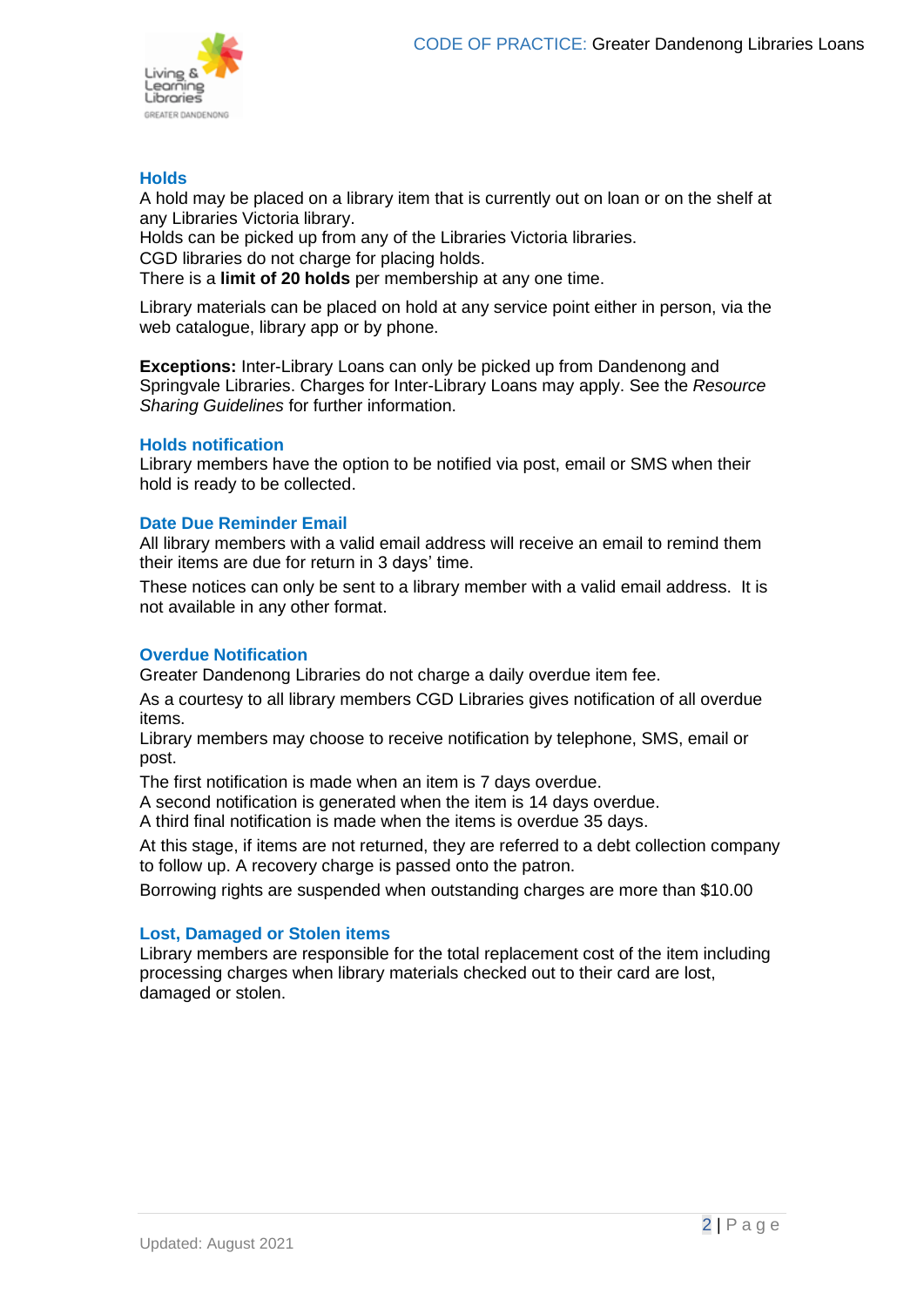## Holds

A hold may be placed on a library item that is currently out on loan or on the shelf at any Libraries Victoria library.
Holds can be picked up from any of the Libraries Victoria libraries.
CGD libraries do not charge for placing holds.
There is a **limit of 20 holds** per membership at any one time.

Library materials can be placed on hold at any service point either in person, via the web catalogue, library app or by phone.

**Exceptions:** Inter-Library Loans can only be picked up from Dandenong and Springvale Libraries. Charges for Inter-Library Loans may apply. See the *Resource Sharing Guidelines* for further information.

## Holds notification

Library members have the option to be notified via post, email or SMS when their hold is ready to be collected.

## Date Due Reminder Email

All library members with a valid email address will receive an email to remind them their items are due for return in 3 days' time.

These notices can only be sent to a library member with a valid email address. It is not available in any other format.

## Overdue Notification

Greater Dandenong Libraries do not charge a daily overdue item fee.

As a courtesy to all library members CGD Libraries gives notification of all overdue items.
Library members may choose to receive notification by telephone, SMS, email or post.

The first notification is made when an item is 7 days overdue.
A second notification is generated when the item is 14 days overdue.
A third final notification is made when the items is overdue 35 days.

At this stage, if items are not returned, they are referred to a debt collection company to follow up. A recovery charge is passed onto the patron.

Borrowing rights are suspended when outstanding charges are more than $10.00

## Lost, Damaged or Stolen items

Library members are responsible for the total replacement cost of the item including processing charges when library materials checked out to their card are lost, damaged or stolen.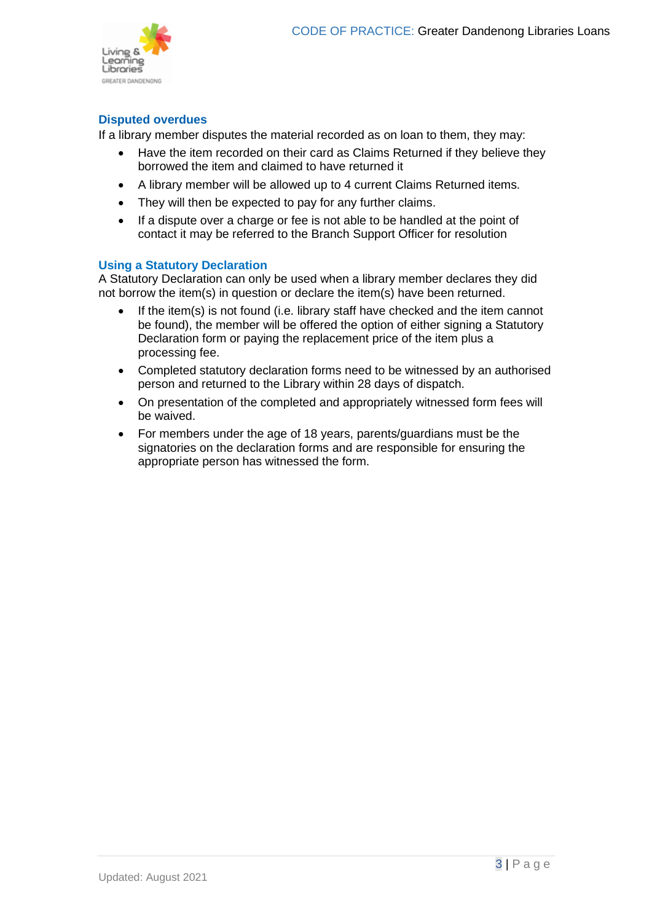## Disputed overdues

If a library member disputes the material recorded as on loan to them, they may:

- Have the item recorded on their card as Claims Returned if they believe they borrowed the item and claimed to have returned it
- A library member will be allowed up to 4 current Claims Returned items.
- They will then be expected to pay for any further claims.
- If a dispute over a charge or fee is not able to be handled at the point of contact it may be referred to the Branch Support Officer for resolution

## Using a Statutory Declaration

A Statutory Declaration can only be used when a library member declares they did not borrow the item(s) in question or declare the item(s) have been returned.

- If the item(s) is not found (i.e. library staff have checked and the item cannot be found), the member will be offered the option of either signing a Statutory Declaration form or paying the replacement price of the item plus a processing fee.
- Completed statutory declaration forms need to be witnessed by an authorised person and returned to the Library within 28 days of dispatch.
- On presentation of the completed and appropriately witnessed form fees will be waived.
- For members under the age of 18 years, parents/guardians must be the signatories on the declaration forms and are responsible for ensuring the appropriate person has witnessed the form.

Updated: August 2021